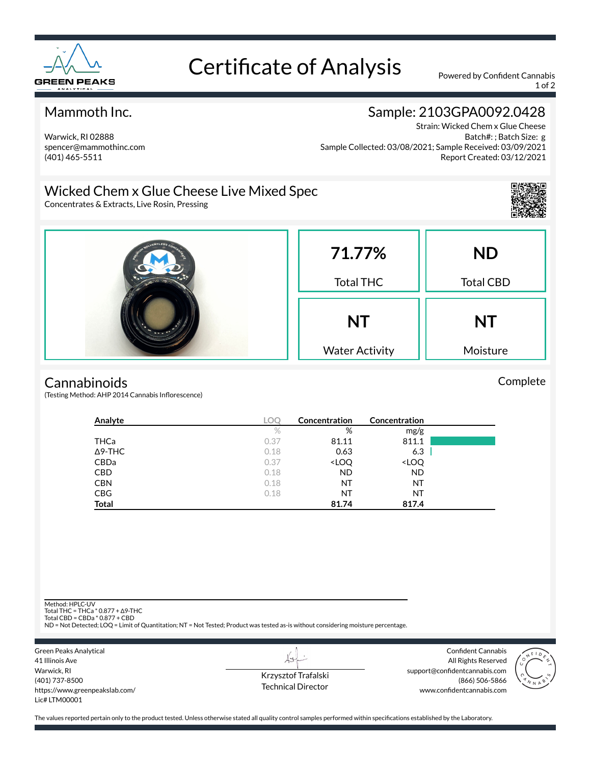# Certificate of Analysis

Powered by Confident Cannabis

## Mammoth Inc.

Warwick, RI 02888
spencer@mammothinc.com
(401) 465-5511

## Sample: 2103GPA0092.0428

Strain: Wicked Chem x Glue Cheese
Batch#: ; Batch Size: g
Sample Collected: 03/08/2021; Sample Received: 03/09/2021
Report Created: 03/12/2021

## Wicked Chem x Glue Cheese Live Mixed Spec

Concentrates & Extracts, Live Rosin, Pressing

| 71.77% | ND |
|---|---|
| Total THC | Total CBD |
| **NT** | **NT** |
| Water Activity | Moisture |

## Cannabinoids

Complete

(Testing Method: AHP 2014 Cannabis Inflorescence)

| Analyte | LOQ | Concentration | Concentration |
|---|---|---|---|
| | % | % | mg/g |
| THCa | 0.37 | 81.11 | 811.1 |
| Δ9-THC | 0.18 | 0.63 | 6.3 |
| CBDa | 0.37 | <LOQ | <LOQ |
| CBD | 0.18 | ND | ND |
| CBN | 0.18 | NT | NT |
| CBG | 0.18 | NT | NT |
| **Total** | | **81.74** | **817.4** |

Method: HPLC-UV
Total THC = THCa * 0.877 + Δ9-THC
Total CBD = CBDa * 0.877 + CBD
ND = Not Detected; LOQ = Limit of Quantitation; NT = Not Tested; Product was tested as-is without considering moisture percentage.

Green Peaks Analytical
41 Illinois Ave
Warwick, RI
(401) 737-8500
https://www.greenpeakslab.com/
Lic# LTM00001

Krzysztof Trafalski
Technical Director

Confident Cannabis
All Rights Reserved
support@confidentcannabis.com
(866) 506-5866
www.confidentcannabis.com

The values reported pertain only to the product tested. Unless otherwise stated all quality control samples performed within specifications established by the Laboratory.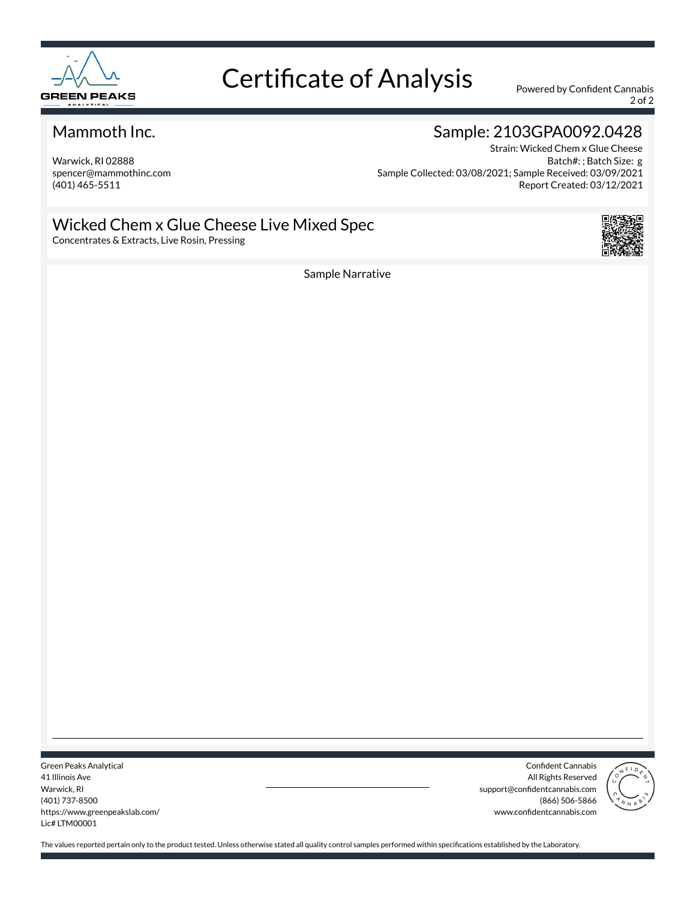# Certificate of Analysis

Powered by Confident Cannabis

## Mammoth Inc.

Warwick, RI 02888
spencer@mammothinc.com
(401) 465-5511

## Sample: 2103GPA0092.0428

Strain: Wicked Chem x Glue Cheese
Batch#: ; Batch Size: g
Sample Collected: 03/08/2021; Sample Received: 03/09/2021
Report Created: 03/12/2021

## Wicked Chem x Glue Cheese Live Mixed Spec

Concentrates & Extracts, Live Rosin, Pressing

### Sample Narrative

Green Peaks Analytical
41 Illinois Ave
Warwick, RI
(401) 737-8500
https://www.greenpeakslab.com/
Lic# LTM00001

Confident Cannabis
All Rights Reserved
support@confidentcannabis.com
(866) 506-5866
www.confidentcannabis.com

The values reported pertain only to the product tested. Unless otherwise stated all quality control samples performed within specifications established by the Laboratory.